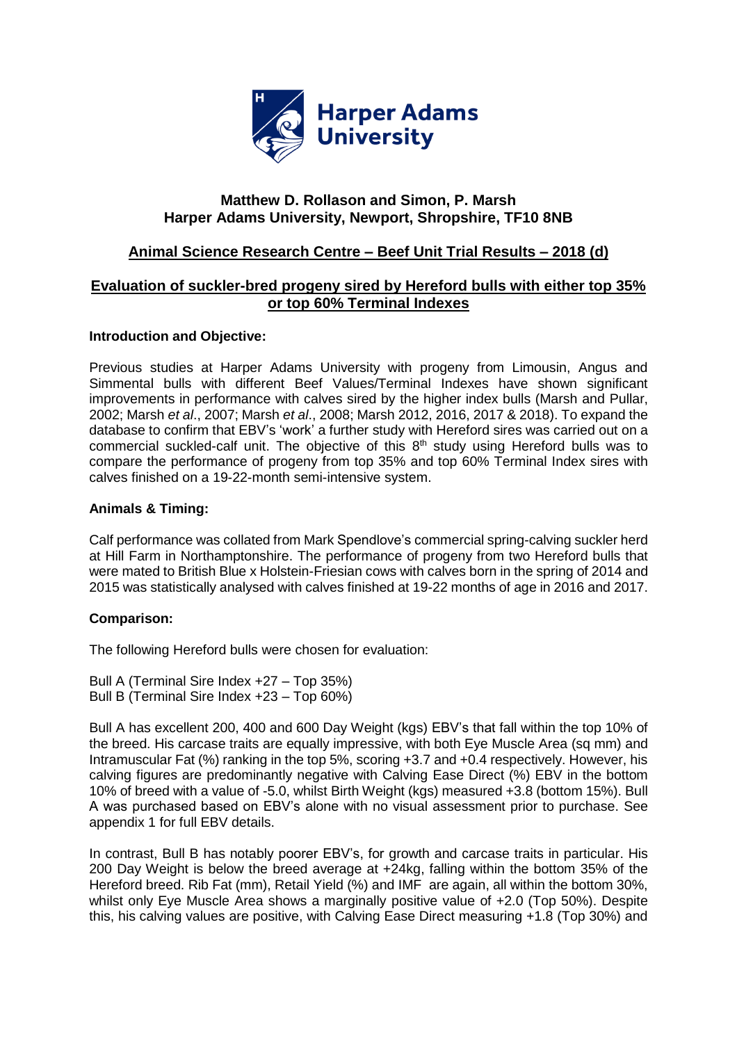Harper Adams University

**Matthew D. Rollason and Simon, P. Marsh**
**Harper Adams University, Newport, Shropshire, TF10 8NB**

## Animal Science Research Centre – Beef Unit Trial Results – 2018 (d)

## Evaluation of suckler-bred progeny sired by Hereford bulls with either top 35% or top 60% Terminal Indexes

### Introduction and Objective:

Previous studies at Harper Adams University with progeny from Limousin, Angus and Simmental bulls with different Beef Values/Terminal Indexes have shown significant improvements in performance with calves sired by the higher index bulls (Marsh and Pullar, 2002; Marsh *et al*., 2007; Marsh *et al*., 2008; Marsh 2012, 2016, 2017 & 2018). To expand the database to confirm that EBV's 'work' a further study with Hereford sires was carried out on a commercial suckled-calf unit. The objective of this 8th study using Hereford bulls was to compare the performance of progeny from top 35% and top 60% Terminal Index sires with calves finished on a 19-22-month semi-intensive system.

### Animals & Timing:

Calf performance was collated from Mark Spendlove's commercial spring-calving suckler herd at Hill Farm in Northamptonshire. The performance of progeny from two Hereford bulls that were mated to British Blue x Holstein-Friesian cows with calves born in the spring of 2014 and 2015 was statistically analysed with calves finished at 19-22 months of age in 2016 and 2017.

### Comparison:

The following Hereford bulls were chosen for evaluation:

Bull A (Terminal Sire Index +27 – Top 35%)
Bull B (Terminal Sire Index +23 – Top 60%)

Bull A has excellent 200, 400 and 600 Day Weight (kgs) EBV's that fall within the top 10% of the breed. His carcase traits are equally impressive, with both Eye Muscle Area (sq mm) and Intramuscular Fat (%) ranking in the top 5%, scoring +3.7 and +0.4 respectively. However, his calving figures are predominantly negative with Calving Ease Direct (%) EBV in the bottom 10% of breed with a value of -5.0, whilst Birth Weight (kgs) measured +3.8 (bottom 15%). Bull A was purchased based on EBV's alone with no visual assessment prior to purchase. See appendix 1 for full EBV details.

In contrast, Bull B has notably poorer EBV's, for growth and carcase traits in particular. His 200 Day Weight is below the breed average at +24kg, falling within the bottom 35% of the Hereford breed. Rib Fat (mm), Retail Yield (%) and IMF are again, all within the bottom 30%, whilst only Eye Muscle Area shows a marginally positive value of +2.0 (Top 50%). Despite this, his calving values are positive, with Calving Ease Direct measuring +1.8 (Top 30%) and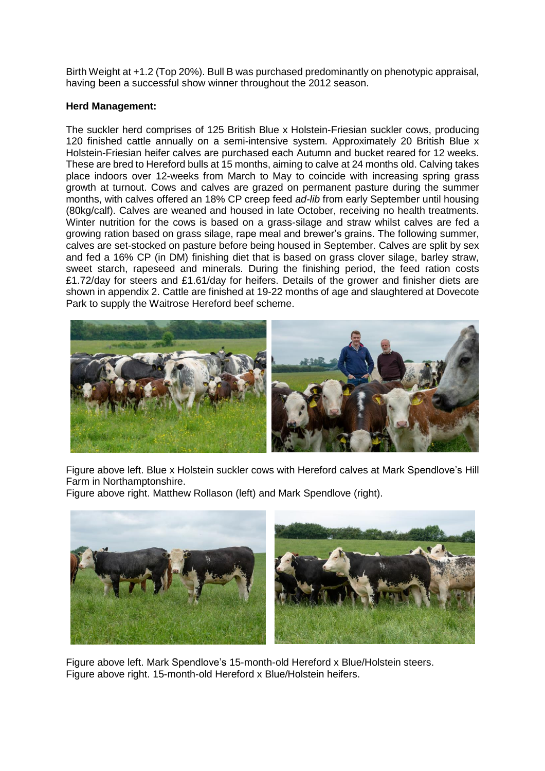Birth Weight at +1.2 (Top 20%). Bull B was purchased predominantly on phenotypic appraisal, having been a successful show winner throughout the 2012 season.

**Herd Management:**

The suckler herd comprises of 125 British Blue x Holstein-Friesian suckler cows, producing 120 finished cattle annually on a semi-intensive system. Approximately 20 British Blue x Holstein-Friesian heifer calves are purchased each Autumn and bucket reared for 12 weeks. These are bred to Hereford bulls at 15 months, aiming to calve at 24 months old. Calving takes place indoors over 12-weeks from March to May to coincide with increasing spring grass growth at turnout. Cows and calves are grazed on permanent pasture during the summer months, with calves offered an 18% CP creep feed *ad-lib* from early September until housing (80kg/calf). Calves are weaned and housed in late October, receiving no health treatments. Winter nutrition for the cows is based on a grass-silage and straw whilst calves are fed a growing ration based on grass silage, rape meal and brewer's grains. The following summer, calves are set-stocked on pasture before being housed in September. Calves are split by sex and fed a 16% CP (in DM) finishing diet that is based on grass clover silage, barley straw, sweet starch, rapeseed and minerals. During the finishing period, the feed ration costs £1.72/day for steers and £1.61/day for heifers. Details of the grower and finisher diets are shown in appendix 2. Cattle are finished at 19-22 months of age and slaughtered at Dovecote Park to supply the Waitrose Hereford beef scheme.

Figure above left. Blue x Holstein suckler cows with Hereford calves at Mark Spendlove's Hill Farm in Northamptonshire.
Figure above right. Matthew Rollason (left) and Mark Spendlove (right).

Figure above left. Mark Spendlove's 15-month-old Hereford x Blue/Holstein steers.
Figure above right. 15-month-old Hereford x Blue/Holstein heifers.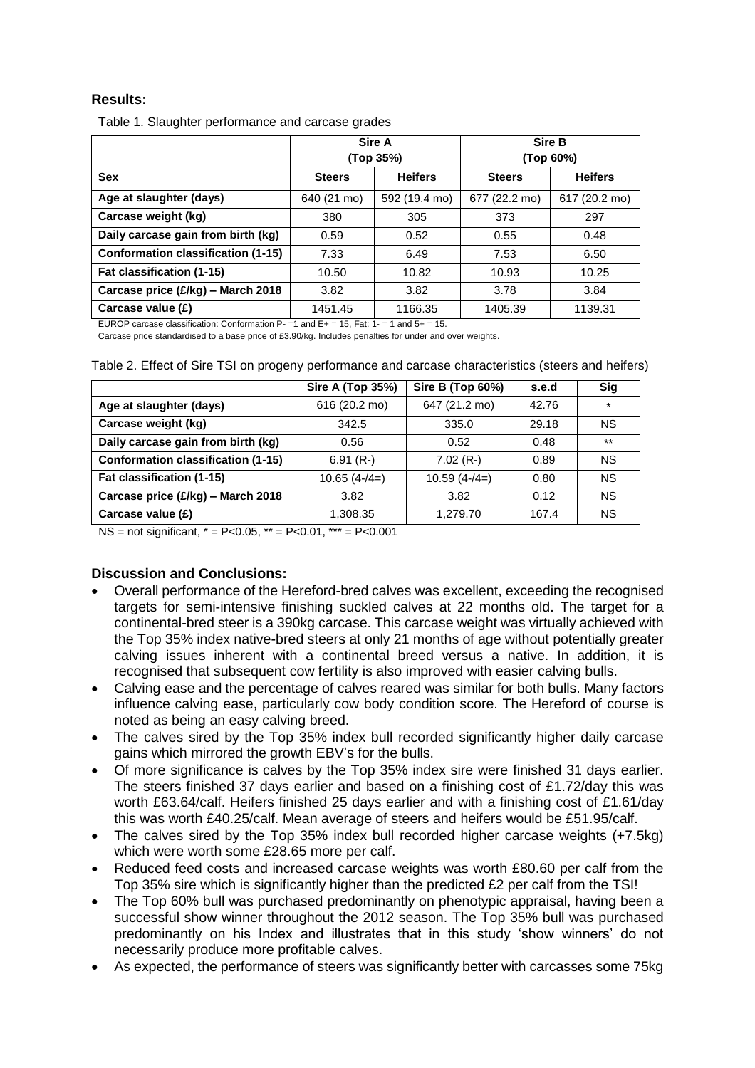## Results:

Table 1. Slaughter performance and carcase grades

| | Sire A (Top 35%) | | Sire B (Top 60%) | |
|---|---|---|---|---|
| **Sex** | **Steers** | **Heifers** | **Steers** | **Heifers** |
| **Age at slaughter (days)** | 640 (21 mo) | 592 (19.4 mo) | 677 (22.2 mo) | 617 (20.2 mo) |
| **Carcase weight (kg)** | 380 | 305 | 373 | 297 |
| **Daily carcase gain from birth (kg)** | 0.59 | 0.52 | 0.55 | 0.48 |
| **Conformation classification (1-15)** | 7.33 | 6.49 | 7.53 | 6.50 |
| **Fat classification (1-15)** | 10.50 | 10.82 | 10.93 | 10.25 |
| **Carcase price (£/kg) – March 2018** | 3.82 | 3.82 | 3.78 | 3.84 |
| **Carcase value (£)** | 1451.45 | 1166.35 | 1405.39 | 1139.31 |

EUROP carcase classification: Conformation P- =1 and E+ = 15, Fat: 1- = 1 and 5+ = 15.

Carcase price standardised to a base price of £3.90/kg. Includes penalties for under and over weights.

Table 2. Effect of Sire TSI on progeny performance and carcase characteristics (steers and heifers)

| | Sire A (Top 35%) | Sire B (Top 60%) | s.e.d | Sig |
|---|---|---|---|---|
| **Age at slaughter (days)** | 616 (20.2 mo) | 647 (21.2 mo) | 42.76 | * |
| **Carcase weight (kg)** | 342.5 | 335.0 | 29.18 | NS |
| **Daily carcase gain from birth (kg)** | 0.56 | 0.52 | 0.48 | ** |
| **Conformation classification (1-15)** | 6.91 (R-) | 7.02 (R-) | 0.89 | NS |
| **Fat classification (1-15)** | 10.65 (4-/4=) | 10.59 (4-/4=) | 0.80 | NS |
| **Carcase price (£/kg) – March 2018** | 3.82 | 3.82 | 0.12 | NS |
| **Carcase value (£)** | 1,308.35 | 1,279.70 | 167.4 | NS |

NS = not significant, * = P<0.05, ** = P<0.01, *** = P<0.001

## Discussion and Conclusions:

- Overall performance of the Hereford-bred calves was excellent, exceeding the recognised targets for semi-intensive finishing suckled calves at 22 months old. The target for a continental-bred steer is a 390kg carcase. This carcase weight was virtually achieved with the Top 35% index native-bred steers at only 21 months of age without potentially greater calving issues inherent with a continental breed versus a native. In addition, it is recognised that subsequent cow fertility is also improved with easier calving bulls.
- Calving ease and the percentage of calves reared was similar for both bulls. Many factors influence calving ease, particularly cow body condition score. The Hereford of course is noted as being an easy calving breed.
- The calves sired by the Top 35% index bull recorded significantly higher daily carcase gains which mirrored the growth EBV's for the bulls.
- Of more significance is calves by the Top 35% index sire were finished 31 days earlier. The steers finished 37 days earlier and based on a finishing cost of £1.72/day this was worth £63.64/calf. Heifers finished 25 days earlier and with a finishing cost of £1.61/day this was worth £40.25/calf. Mean average of steers and heifers would be £51.95/calf.
- The calves sired by the Top 35% index bull recorded higher carcase weights (+7.5kg) which were worth some £28.65 more per calf.
- Reduced feed costs and increased carcase weights was worth £80.60 per calf from the Top 35% sire which is significantly higher than the predicted £2 per calf from the TSI!
- The Top 60% bull was purchased predominantly on phenotypic appraisal, having been a successful show winner throughout the 2012 season. The Top 35% bull was purchased predominantly on his Index and illustrates that in this study 'show winners' do not necessarily produce more profitable calves.
- As expected, the performance of steers was significantly better with carcasses some 75kg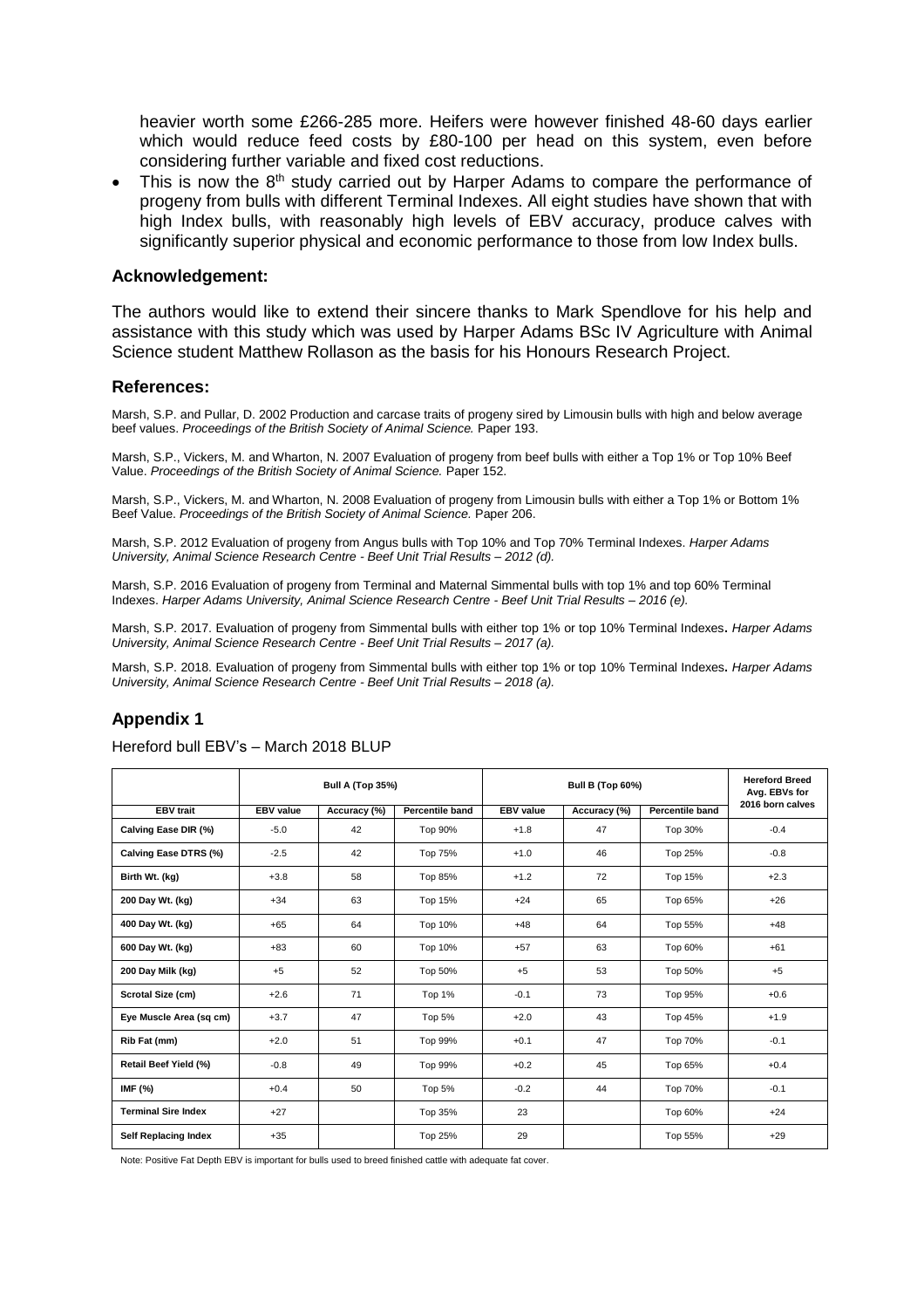heavier worth some £266-285 more. Heifers were however finished 48-60 days earlier which would reduce feed costs by £80-100 per head on this system, even before considering further variable and fixed cost reductions.

- This is now the 8th study carried out by Harper Adams to compare the performance of progeny from bulls with different Terminal Indexes. All eight studies have shown that with high Index bulls, with reasonably high levels of EBV accuracy, produce calves with significantly superior physical and economic performance to those from low Index bulls.

### Acknowledgement:

The authors would like to extend their sincere thanks to Mark Spendlove for his help and assistance with this study which was used by Harper Adams BSc IV Agriculture with Animal Science student Matthew Rollason as the basis for his Honours Research Project.

### References:

Marsh, S.P. and Pullar, D. 2002 Production and carcase traits of progeny sired by Limousin bulls with high and below average beef values. *Proceedings of the British Society of Animal Science.* Paper 193.

Marsh, S.P., Vickers, M. and Wharton, N. 2007 Evaluation of progeny from beef bulls with either a Top 1% or Top 10% Beef Value. *Proceedings of the British Society of Animal Science.* Paper 152.

Marsh, S.P., Vickers, M. and Wharton, N. 2008 Evaluation of progeny from Limousin bulls with either a Top 1% or Bottom 1% Beef Value. *Proceedings of the British Society of Animal Science.* Paper 206.

Marsh, S.P. 2012 Evaluation of progeny from Angus bulls with Top 10% and Top 70% Terminal Indexes. *Harper Adams University, Animal Science Research Centre - Beef Unit Trial Results – 2012 (d).*

Marsh, S.P. 2016 Evaluation of progeny from Terminal and Maternal Simmental bulls with top 1% and top 60% Terminal Indexes. *Harper Adams University, Animal Science Research Centre - Beef Unit Trial Results – 2016 (e).*

Marsh, S.P. 2017. Evaluation of progeny from Simmental bulls with either top 1% or top 10% Terminal Indexes. *Harper Adams University, Animal Science Research Centre - Beef Unit Trial Results – 2017 (a).*

Marsh, S.P. 2018. Evaluation of progeny from Simmental bulls with either top 1% or top 10% Terminal Indexes. *Harper Adams University, Animal Science Research Centre - Beef Unit Trial Results – 2018 (a).*

## Appendix 1

Hereford bull EBV's – March 2018 BLUP

| | Bull A (Top 35%) | | | Bull B (Top 60%) | | | Hereford Breed Avg. EBVs for 2016 born calves |
|---|---|---|---|---|---|---|---|
| **EBV trait** | **EBV value** | **Accuracy (%)** | **Percentile band** | **EBV value** | **Accuracy (%)** | **Percentile band** | |
| **Calving Ease DIR (%)** | -5.0 | 42 | Top 90% | +1.8 | 47 | Top 30% | -0.4 |
| **Calving Ease DTRS (%)** | -2.5 | 42 | Top 75% | +1.0 | 46 | Top 25% | -0.8 |
| **Birth Wt. (kg)** | +3.8 | 58 | Top 85% | +1.2 | 72 | Top 15% | +2.3 |
| **200 Day Wt. (kg)** | +34 | 63 | Top 15% | +24 | 65 | Top 65% | +26 |
| **400 Day Wt. (kg)** | +65 | 64 | Top 10% | +48 | 64 | Top 55% | +48 |
| **600 Day Wt. (kg)** | +83 | 60 | Top 10% | +57 | 63 | Top 60% | +61 |
| **200 Day Milk (kg)** | +5 | 52 | Top 50% | +5 | 53 | Top 50% | +5 |
| **Scrotal Size (cm)** | +2.6 | 71 | Top 1% | -0.1 | 73 | Top 95% | +0.6 |
| **Eye Muscle Area (sq cm)** | +3.7 | 47 | Top 5% | +2.0 | 43 | Top 45% | +1.9 |
| **Rib Fat (mm)** | +2.0 | 51 | Top 99% | +0.1 | 47 | Top 70% | -0.1 |
| **Retail Beef Yield (%)** | -0.8 | 49 | Top 99% | +0.2 | 45 | Top 65% | +0.4 |
| **IMF (%)** | +0.4 | 50 | Top 5% | -0.2 | 44 | Top 70% | -0.1 |
| **Terminal Sire Index** | +27 | | Top 35% | 23 | | Top 60% | +24 |
| **Self Replacing Index** | +35 | | Top 25% | 29 | | Top 55% | +29 |

Note: Positive Fat Depth EBV is important for bulls used to breed finished cattle with adequate fat cover.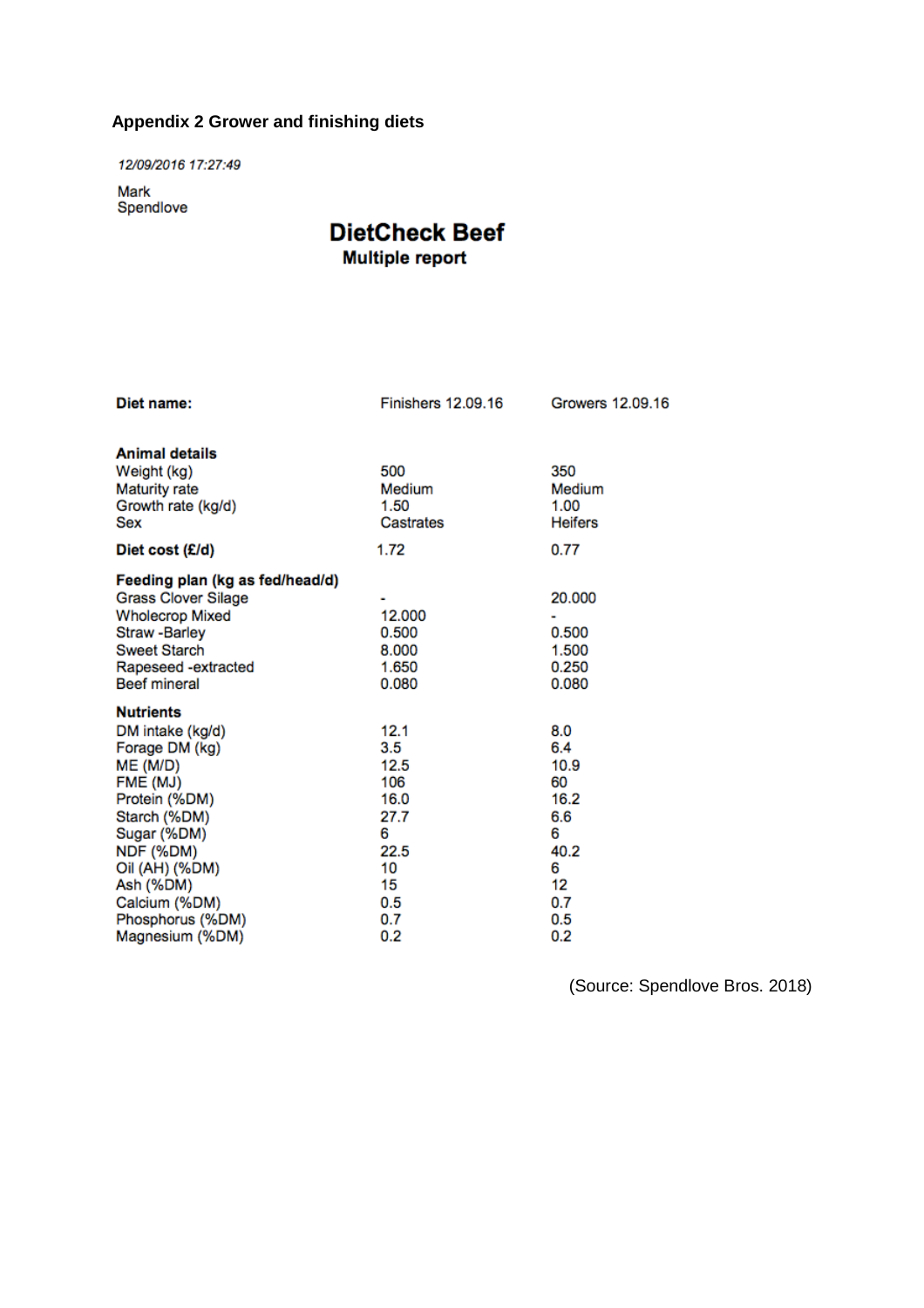## Appendix 2 Grower and finishing diets

*12/09/2016 17:27:49*

Mark
Spendlove

# DietCheck Beef

**Multiple report**

| **Diet name:** | Finishers 12.09.16 | Growers 12.09.16 |
|---|---|---|
| **Animal details** | | |
| Weight (kg) | 500 | 350 |
| Maturity rate | Medium | Medium |
| Growth rate (kg/d) | 1.50 | 1.00 |
| Sex | Castrates | Heifers |
| **Diet cost (£/d)** | 1.72 | 0.77 |
| **Feeding plan (kg as fed/head/d)** | | |
| Grass Clover Silage | - | 20.000 |
| Wholecrop Mixed | 12.000 | - |
| Straw -Barley | 0.500 | 0.500 |
| Sweet Starch | 8.000 | 1.500 |
| Rapeseed -extracted | 1.650 | 0.250 |
| Beef mineral | 0.080 | 0.080 |
| **Nutrients** | | |
| DM intake (kg/d) | 12.1 | 8.0 |
| Forage DM (kg) | 3.5 | 6.4 |
| ME (M/D) | 12.5 | 10.9 |
| FME (MJ) | 106 | 60 |
| Protein (%DM) | 16.0 | 16.2 |
| Starch (%DM) | 27.7 | 6.6 |
| Sugar (%DM) | 6 | 6 |
| NDF (%DM) | 22.5 | 40.2 |
| Oil (AH) (%DM) | 10 | 6 |
| Ash (%DM) | 15 | 12 |
| Calcium (%DM) | 0.5 | 0.7 |
| Phosphorus (%DM) | 0.7 | 0.5 |
| Magnesium (%DM) | 0.2 | 0.2 |

(Source: Spendlove Bros. 2018)